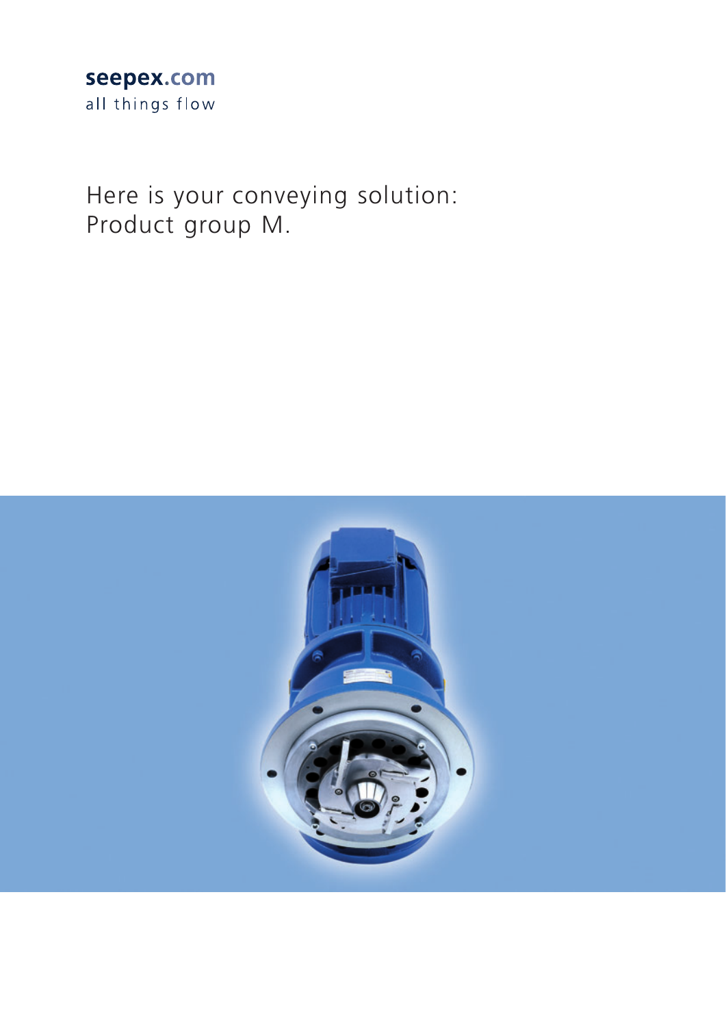seepex.com
all things flow

# Here is your conveying solution: Product group M.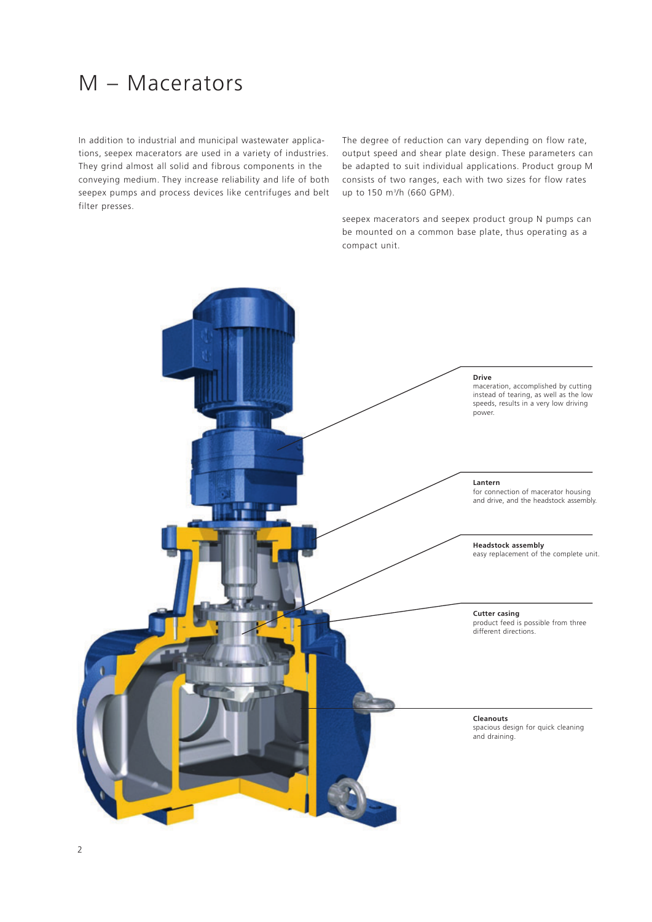# M – Macerators

In addition to industrial and municipal wastewater applications, seepex macerators are used in a variety of industries. They grind almost all solid and fibrous components in the conveying medium. They increase reliability and life of both seepex pumps and process devices like centrifuges and belt filter presses.

The degree of reduction can vary depending on flow rate, output speed and shear plate design. These parameters can be adapted to suit individual applications. Product group M consists of two ranges, each with two sizes for flow rates up to 150 m³/h (660 GPM).

seepex macerators and seepex product group N pumps can be mounted on a common base plate, thus operating as a compact unit.

**Drive**
maceration, accomplished by cutting instead of tearing, as well as the low speeds, results in a very low driving power.

**Lantern**
for connection of macerator housing and drive, and the headstock assembly.

**Headstock assembly**
easy replacement of the complete unit.

**Cutter casing**
product feed is possible from three different directions.

**Cleanouts**
spacious design for quick cleaning and draining.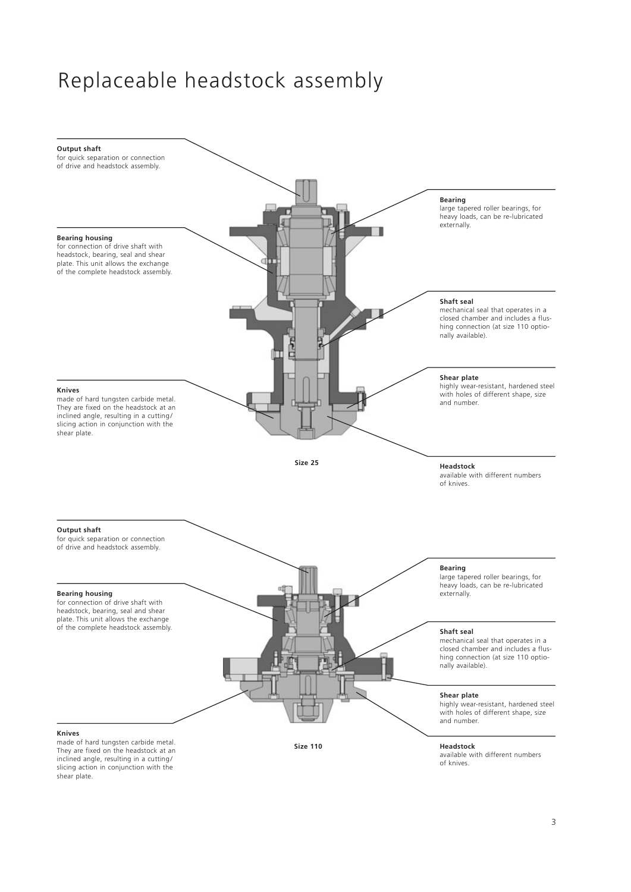# Replaceable headstock assembly

**Output shaft**
for quick separation or connection of drive and headstock assembly.

**Bearing housing**
for connection of drive shaft with headstock, bearing, seal and shear plate. This unit allows the exchange of the complete headstock assembly.

**Knives**
made of hard tungsten carbide metal. They are fixed on the headstock at an inclined angle, resulting in a cutting/ slicing action in conjunction with the shear plate.

**Bearing**
large tapered roller bearings, for heavy loads, can be re-lubricated externally.

**Shaft seal**
mechanical seal that operates in a closed chamber and includes a flushing connection (at size 110 optionally available).

**Shear plate**
highly wear-resistant, hardened steel with holes of different shape, size and number.

**Headstock**
available with different numbers of knives.

Size 25

**Output shaft**
for quick separation or connection of drive and headstock assembly.

**Bearing housing**
for connection of drive shaft with headstock, bearing, seal and shear plate. This unit allows the exchange of the complete headstock assembly.

**Knives**
made of hard tungsten carbide metal. They are fixed on the headstock at an inclined angle, resulting in a cutting/ slicing action in conjunction with the shear plate.

**Bearing**
large tapered roller bearings, for heavy loads, can be re-lubricated externally.

**Shaft seal**
mechanical seal that operates in a closed chamber and includes a flushing connection (at size 110 optionally available).

**Shear plate**
highly wear-resistant, hardened steel with holes of different shape, size and number.

**Headstock**
available with different numbers of knives.

Size 110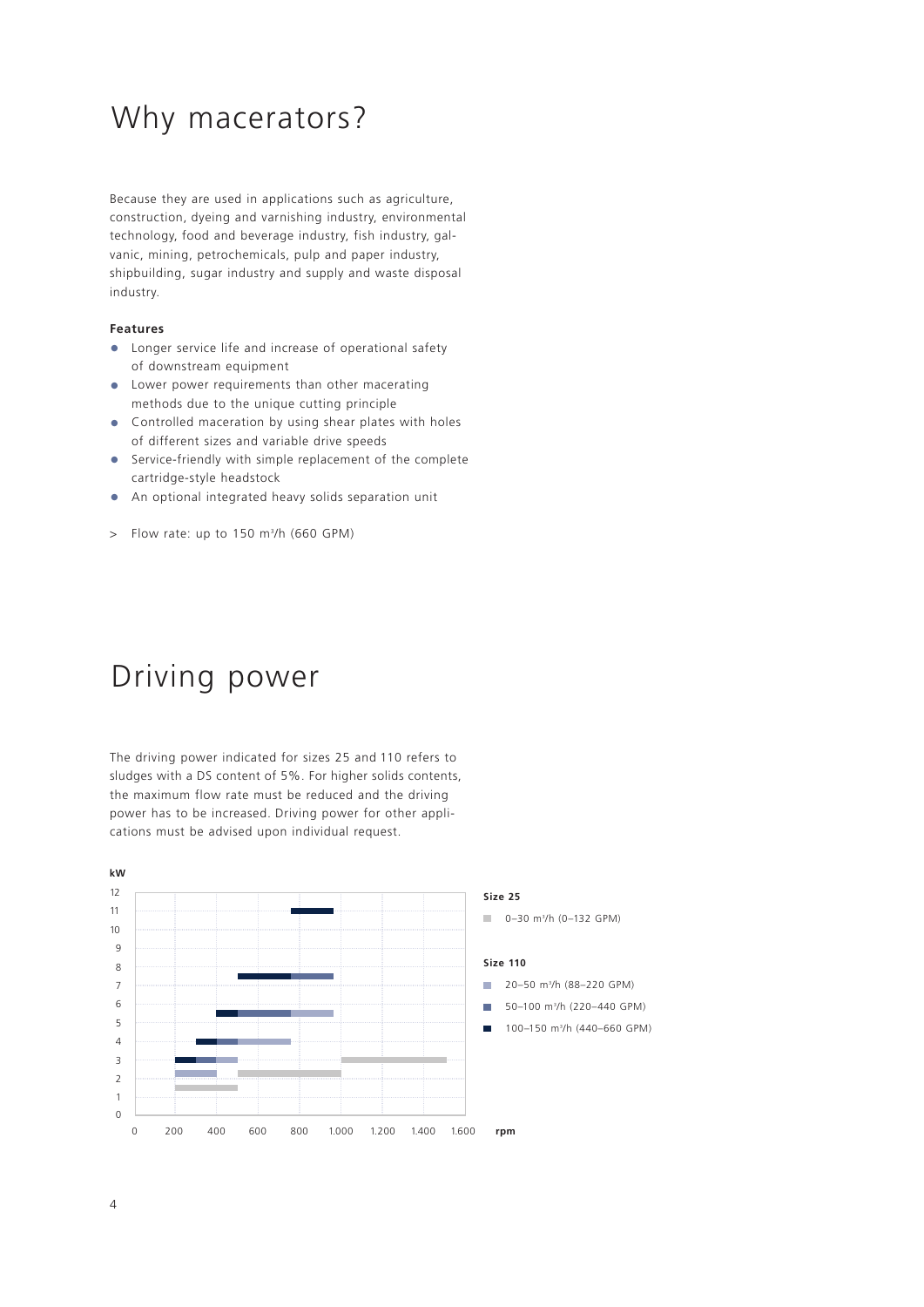# Why macerators?

Because they are used in applications such as agriculture, construction, dyeing and varnishing industry, environmental technology, food and beverage industry, fish industry, galvanic, mining, petrochemicals, pulp and paper industry, shipbuilding, sugar industry and supply and waste disposal industry.

**Features**

- Longer service life and increase of operational safety of downstream equipment
- Lower power requirements than other macerating methods due to the unique cutting principle
- Controlled maceration by using shear plates with holes of different sizes and variable drive speeds
- Service-friendly with simple replacement of the complete cartridge-style headstock
- An optional integrated heavy solids separation unit

> Flow rate: up to 150 m³/h (660 GPM)

# Driving power

The driving power indicated for sizes 25 and 110 refers to sludges with a DS content of 5%. For higher solids contents, the maximum flow rate must be reduced and the driving power has to be increased. Driving power for other applications must be advised upon individual request.

kW

12
11
10
9
8
7
6
5
4
3
2
1
0

0 200 400 600 800 1.000 1.200 1.400 1.600 rpm

**Size 25**

- 0–30 m³/h (0–132 GPM)

**Size 110**

- 20–50 m³/h (88–220 GPM)
- 50–100 m³/h (220–440 GPM)
- 100–150 m³/h (440–660 GPM)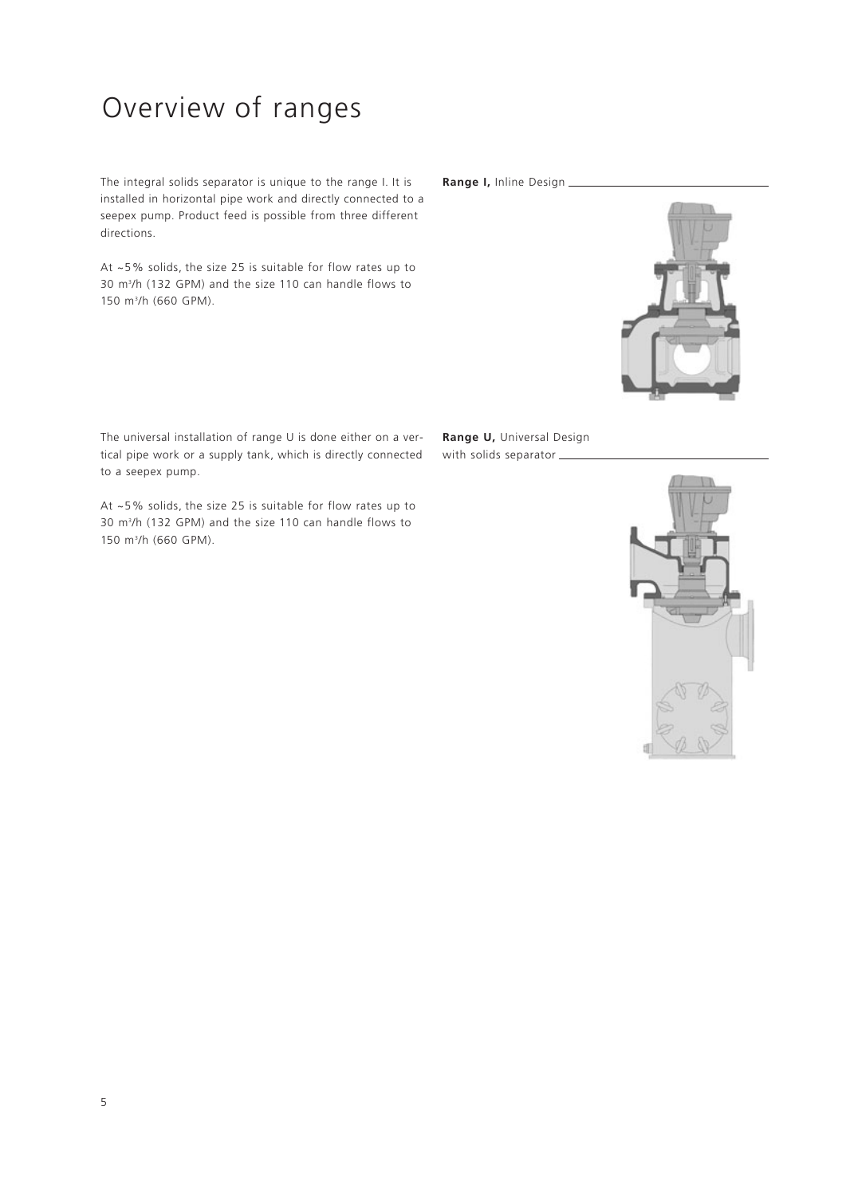# Overview of ranges

The integral solids separator is unique to the range I. It is installed in horizontal pipe work and directly connected to a seepex pump. Product feed is possible from three different directions.

At ~5% solids, the size 25 is suitable for flow rates up to 30 m³/h (132 GPM) and the size 110 can handle flows to 150 m³/h (660 GPM).

**Range I,** Inline Design

The universal installation of range U is done either on a vertical pipe work or a supply tank, which is directly connected to a seepex pump.

At ~5% solids, the size 25 is suitable for flow rates up to 30 m³/h (132 GPM) and the size 110 can handle flows to 150 m³/h (660 GPM).

**Range U,** Universal Design with solids separator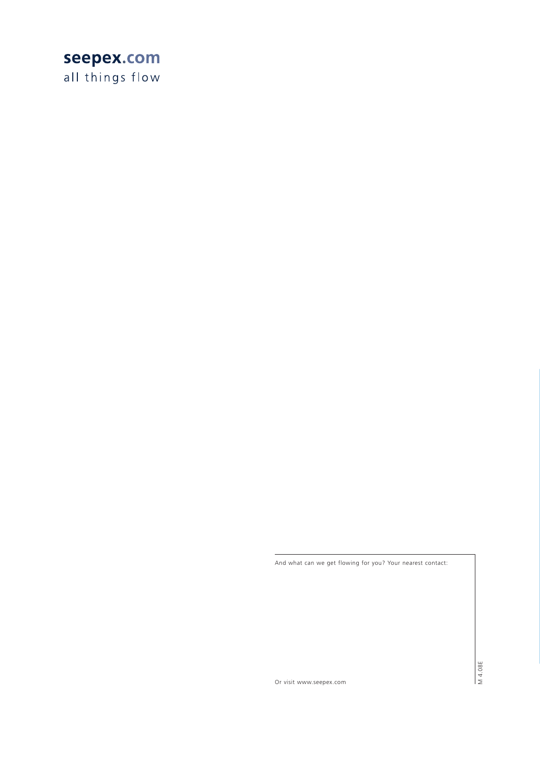**seepex.com**
all things flow

And what can we get flowing for you? Your nearest contact:

Or visit www.seepex.com

M 4.08E